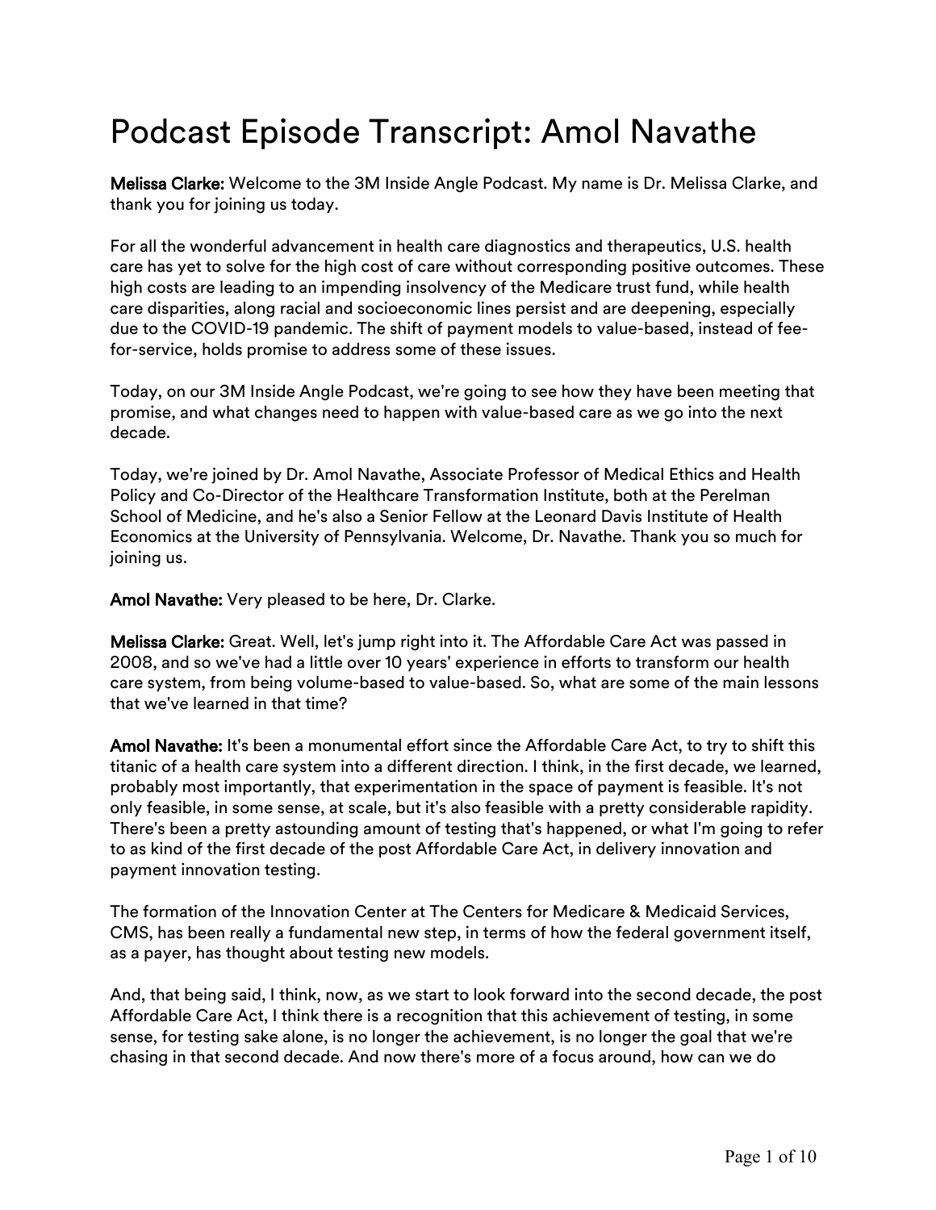# Podcast Episode Transcript: Amol Navathe

**Melissa Clarke:** Welcome to the 3M Inside Angle Podcast. My name is Dr. Melissa Clarke, and thank you for joining us today.

For all the wonderful advancement in health care diagnostics and therapeutics, U.S. health care has yet to solve for the high cost of care without corresponding positive outcomes. These high costs are leading to an impending insolvency of the Medicare trust fund, while health care disparities, along racial and socioeconomic lines persist and are deepening, especially due to the COVID-19 pandemic. The shift of payment models to value-based, instead of fee-for-service, holds promise to address some of these issues.

Today, on our 3M Inside Angle Podcast, we're going to see how they have been meeting that promise, and what changes need to happen with value-based care as we go into the next decade.

Today, we're joined by Dr. Amol Navathe, Associate Professor of Medical Ethics and Health Policy and Co-Director of the Healthcare Transformation Institute, both at the Perelman School of Medicine, and he's also a Senior Fellow at the Leonard Davis Institute of Health Economics at the University of Pennsylvania. Welcome, Dr. Navathe. Thank you so much for joining us.

**Amol Navathe:** Very pleased to be here, Dr. Clarke.

**Melissa Clarke:** Great. Well, let's jump right into it. The Affordable Care Act was passed in 2008, and so we've had a little over 10 years' experience in efforts to transform our health care system, from being volume-based to value-based. So, what are some of the main lessons that we've learned in that time?

**Amol Navathe:** It's been a monumental effort since the Affordable Care Act, to try to shift this titanic of a health care system into a different direction. I think, in the first decade, we learned, probably most importantly, that experimentation in the space of payment is feasible. It's not only feasible, in some sense, at scale, but it's also feasible with a pretty considerable rapidity. There's been a pretty astounding amount of testing that's happened, or what I'm going to refer to as kind of the first decade of the post Affordable Care Act, in delivery innovation and payment innovation testing.

The formation of the Innovation Center at The Centers for Medicare & Medicaid Services, CMS, has been really a fundamental new step, in terms of how the federal government itself, as a payer, has thought about testing new models.

And, that being said, I think, now, as we start to look forward into the second decade, the post Affordable Care Act, I think there is a recognition that this achievement of testing, in some sense, for testing sake alone, is no longer the achievement, is no longer the goal that we're chasing in that second decade. And now there's more of a focus around, how can we do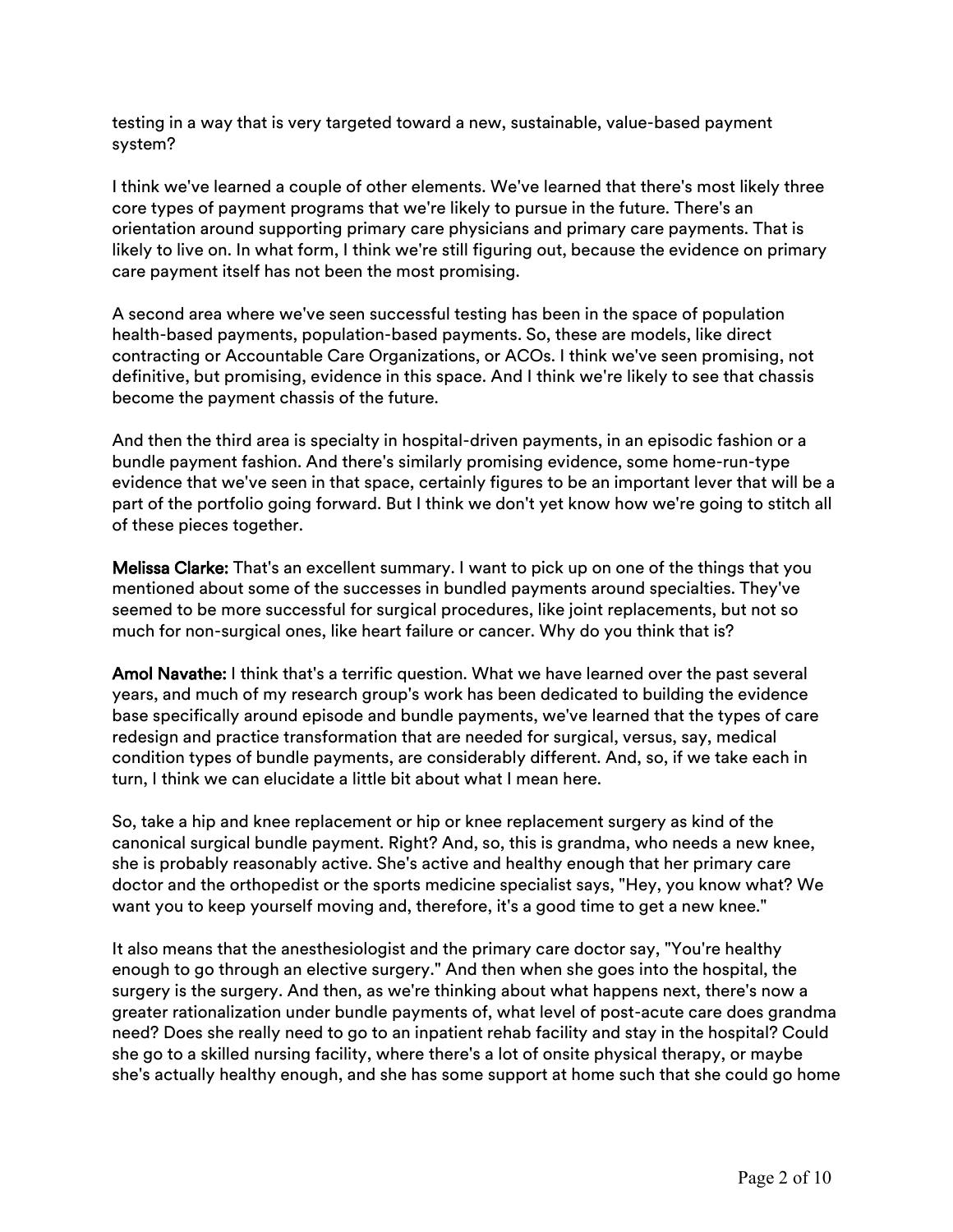testing in a way that is very targeted toward a new, sustainable, value-based payment system?

I think we've learned a couple of other elements. We've learned that there's most likely three core types of payment programs that we're likely to pursue in the future. There's an orientation around supporting primary care physicians and primary care payments. That is likely to live on. In what form, I think we're still figuring out, because the evidence on primary care payment itself has not been the most promising.

A second area where we've seen successful testing has been in the space of population health-based payments, population-based payments. So, these are models, like direct contracting or Accountable Care Organizations, or ACOs. I think we've seen promising, not definitive, but promising, evidence in this space. And I think we're likely to see that chassis become the payment chassis of the future.

And then the third area is specialty in hospital-driven payments, in an episodic fashion or a bundle payment fashion. And there's similarly promising evidence, some home-run-type evidence that we've seen in that space, certainly figures to be an important lever that will be a part of the portfolio going forward. But I think we don't yet know how we're going to stitch all of these pieces together.

**Melissa Clarke:** That's an excellent summary. I want to pick up on one of the things that you mentioned about some of the successes in bundled payments around specialties. They've seemed to be more successful for surgical procedures, like joint replacements, but not so much for non-surgical ones, like heart failure or cancer. Why do you think that is?

**Amol Navathe:** I think that's a terrific question. What we have learned over the past several years, and much of my research group's work has been dedicated to building the evidence base specifically around episode and bundle payments, we've learned that the types of care redesign and practice transformation that are needed for surgical, versus, say, medical condition types of bundle payments, are considerably different. And, so, if we take each in turn, I think we can elucidate a little bit about what I mean here.

So, take a hip and knee replacement or hip or knee replacement surgery as kind of the canonical surgical bundle payment. Right? And, so, this is grandma, who needs a new knee, she is probably reasonably active. She's active and healthy enough that her primary care doctor and the orthopedist or the sports medicine specialist says, "Hey, you know what? We want you to keep yourself moving and, therefore, it's a good time to get a new knee."

It also means that the anesthesiologist and the primary care doctor say, "You're healthy enough to go through an elective surgery." And then when she goes into the hospital, the surgery is the surgery. And then, as we're thinking about what happens next, there's now a greater rationalization under bundle payments of, what level of post-acute care does grandma need? Does she really need to go to an inpatient rehab facility and stay in the hospital? Could she go to a skilled nursing facility, where there's a lot of onsite physical therapy, or maybe she's actually healthy enough, and she has some support at home such that she could go home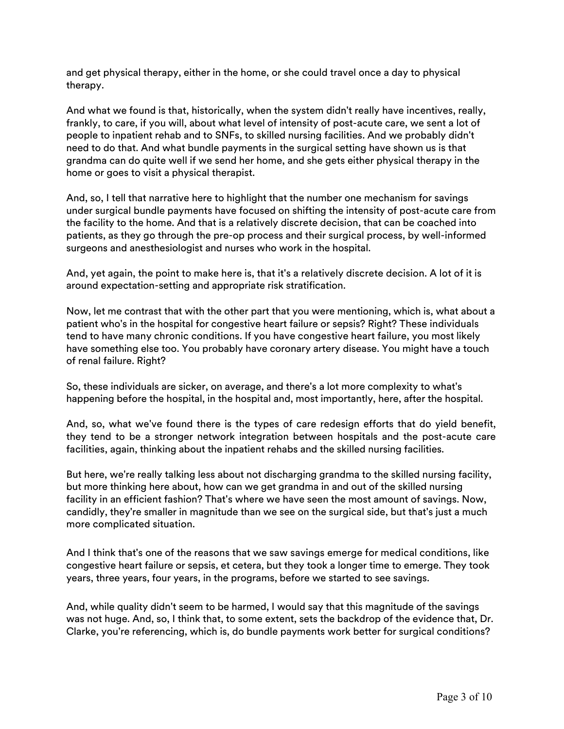and get physical therapy, either in the home, or she could travel once a day to physical therapy.

And what we found is that, historically, when the system didn't really have incentives, really, frankly, to care, if you will, about what level of intensity of post-acute care, we sent a lot of people to inpatient rehab and to SNFs, to skilled nursing facilities. And we probably didn't need to do that. And what bundle payments in the surgical setting have shown us is that grandma can do quite well if we send her home, and she gets either physical therapy in the home or goes to visit a physical therapist.

And, so, I tell that narrative here to highlight that the number one mechanism for savings under surgical bundle payments have focused on shifting the intensity of post-acute care from the facility to the home. And that is a relatively discrete decision, that can be coached into patients, as they go through the pre-op process and their surgical process, by well-informed surgeons and anesthesiologist and nurses who work in the hospital.

And, yet again, the point to make here is, that it's a relatively discrete decision. A lot of it is around expectation-setting and appropriate risk stratification.

Now, let me contrast that with the other part that you were mentioning, which is, what about a patient who's in the hospital for congestive heart failure or sepsis? Right? These individuals tend to have many chronic conditions. If you have congestive heart failure, you most likely have something else too. You probably have coronary artery disease. You might have a touch of renal failure. Right?

So, these individuals are sicker, on average, and there's a lot more complexity to what's happening before the hospital, in the hospital and, most importantly, here, after the hospital.

And, so, what we've found there is the types of care redesign efforts that do yield benefit, they tend to be a stronger network integration between hospitals and the post-acute care facilities, again, thinking about the inpatient rehabs and the skilled nursing facilities.

But here, we're really talking less about not discharging grandma to the skilled nursing facility, but more thinking here about, how can we get grandma in and out of the skilled nursing facility in an efficient fashion? That's where we have seen the most amount of savings. Now, candidly, they're smaller in magnitude than we see on the surgical side, but that's just a much more complicated situation.

And I think that's one of the reasons that we saw savings emerge for medical conditions, like congestive heart failure or sepsis, et cetera, but they took a longer time to emerge. They took years, three years, four years, in the programs, before we started to see savings.

And, while quality didn't seem to be harmed, I would say that this magnitude of the savings was not huge. And, so, I think that, to some extent, sets the backdrop of the evidence that, Dr. Clarke, you're referencing, which is, do bundle payments work better for surgical conditions?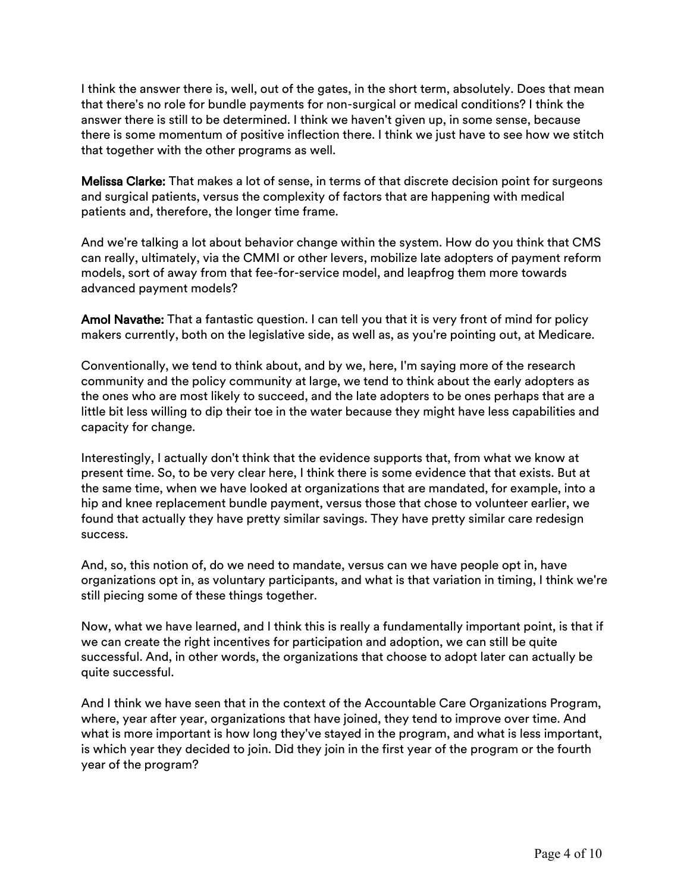I think the answer there is, well, out of the gates, in the short term, absolutely. Does that mean that there's no role for bundle payments for non-surgical or medical conditions? I think the answer there is still to be determined. I think we haven't given up, in some sense, because there is some momentum of positive inflection there. I think we just have to see how we stitch that together with the other programs as well.

**Melissa Clarke:** That makes a lot of sense, in terms of that discrete decision point for surgeons and surgical patients, versus the complexity of factors that are happening with medical patients and, therefore, the longer time frame.

And we're talking a lot about behavior change within the system. How do you think that CMS can really, ultimately, via the CMMI or other levers, mobilize late adopters of payment reform models, sort of away from that fee-for-service model, and leapfrog them more towards advanced payment models?

**Amol Navathe:** That a fantastic question. I can tell you that it is very front of mind for policy makers currently, both on the legislative side, as well as, as you're pointing out, at Medicare.

Conventionally, we tend to think about, and by we, here, I'm saying more of the research community and the policy community at large, we tend to think about the early adopters as the ones who are most likely to succeed, and the late adopters to be ones perhaps that are a little bit less willing to dip their toe in the water because they might have less capabilities and capacity for change.

Interestingly, I actually don't think that the evidence supports that, from what we know at present time. So, to be very clear here, I think there is some evidence that that exists. But at the same time, when we have looked at organizations that are mandated, for example, into a hip and knee replacement bundle payment, versus those that chose to volunteer earlier, we found that actually they have pretty similar savings. They have pretty similar care redesign success.

And, so, this notion of, do we need to mandate, versus can we have people opt in, have organizations opt in, as voluntary participants, and what is that variation in timing, I think we're still piecing some of these things together.

Now, what we have learned, and I think this is really a fundamentally important point, is that if we can create the right incentives for participation and adoption, we can still be quite successful. And, in other words, the organizations that choose to adopt later can actually be quite successful.

And I think we have seen that in the context of the Accountable Care Organizations Program, where, year after year, organizations that have joined, they tend to improve over time. And what is more important is how long they've stayed in the program, and what is less important, is which year they decided to join. Did they join in the first year of the program or the fourth year of the program?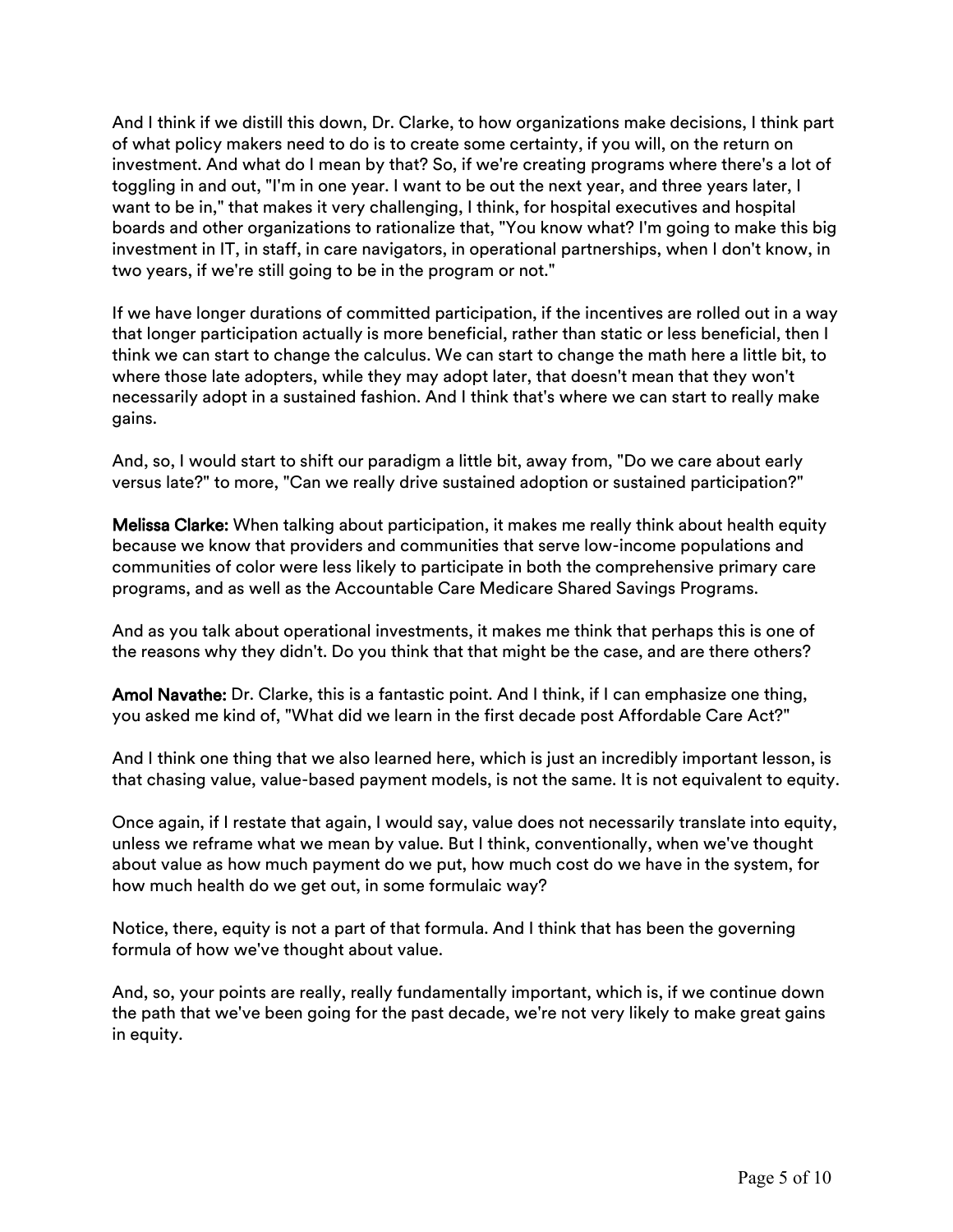And I think if we distill this down, Dr. Clarke, to how organizations make decisions, I think part of what policy makers need to do is to create some certainty, if you will, on the return on investment. And what do I mean by that? So, if we're creating programs where there's a lot of toggling in and out, "I'm in one year. I want to be out the next year, and three years later, I want to be in," that makes it very challenging, I think, for hospital executives and hospital boards and other organizations to rationalize that, "You know what? I'm going to make this big investment in IT, in staff, in care navigators, in operational partnerships, when I don't know, in two years, if we're still going to be in the program or not."

If we have longer durations of committed participation, if the incentives are rolled out in a way that longer participation actually is more beneficial, rather than static or less beneficial, then I think we can start to change the calculus. We can start to change the math here a little bit, to where those late adopters, while they may adopt later, that doesn't mean that they won't necessarily adopt in a sustained fashion. And I think that's where we can start to really make gains.

And, so, I would start to shift our paradigm a little bit, away from, "Do we care about early versus late?" to more, "Can we really drive sustained adoption or sustained participation?"

**Melissa Clarke:** When talking about participation, it makes me really think about health equity because we know that providers and communities that serve low-income populations and communities of color were less likely to participate in both the comprehensive primary care programs, and as well as the Accountable Care Medicare Shared Savings Programs.

And as you talk about operational investments, it makes me think that perhaps this is one of the reasons why they didn't. Do you think that that might be the case, and are there others?

**Amol Navathe:** Dr. Clarke, this is a fantastic point. And I think, if I can emphasize one thing, you asked me kind of, "What did we learn in the first decade post Affordable Care Act?"

And I think one thing that we also learned here, which is just an incredibly important lesson, is that chasing value, value-based payment models, is not the same. It is not equivalent to equity.

Once again, if I restate that again, I would say, value does not necessarily translate into equity, unless we reframe what we mean by value. But I think, conventionally, when we've thought about value as how much payment do we put, how much cost do we have in the system, for how much health do we get out, in some formulaic way?

Notice, there, equity is not a part of that formula. And I think that has been the governing formula of how we've thought about value.

And, so, your points are really, really fundamentally important, which is, if we continue down the path that we've been going for the past decade, we're not very likely to make great gains in equity.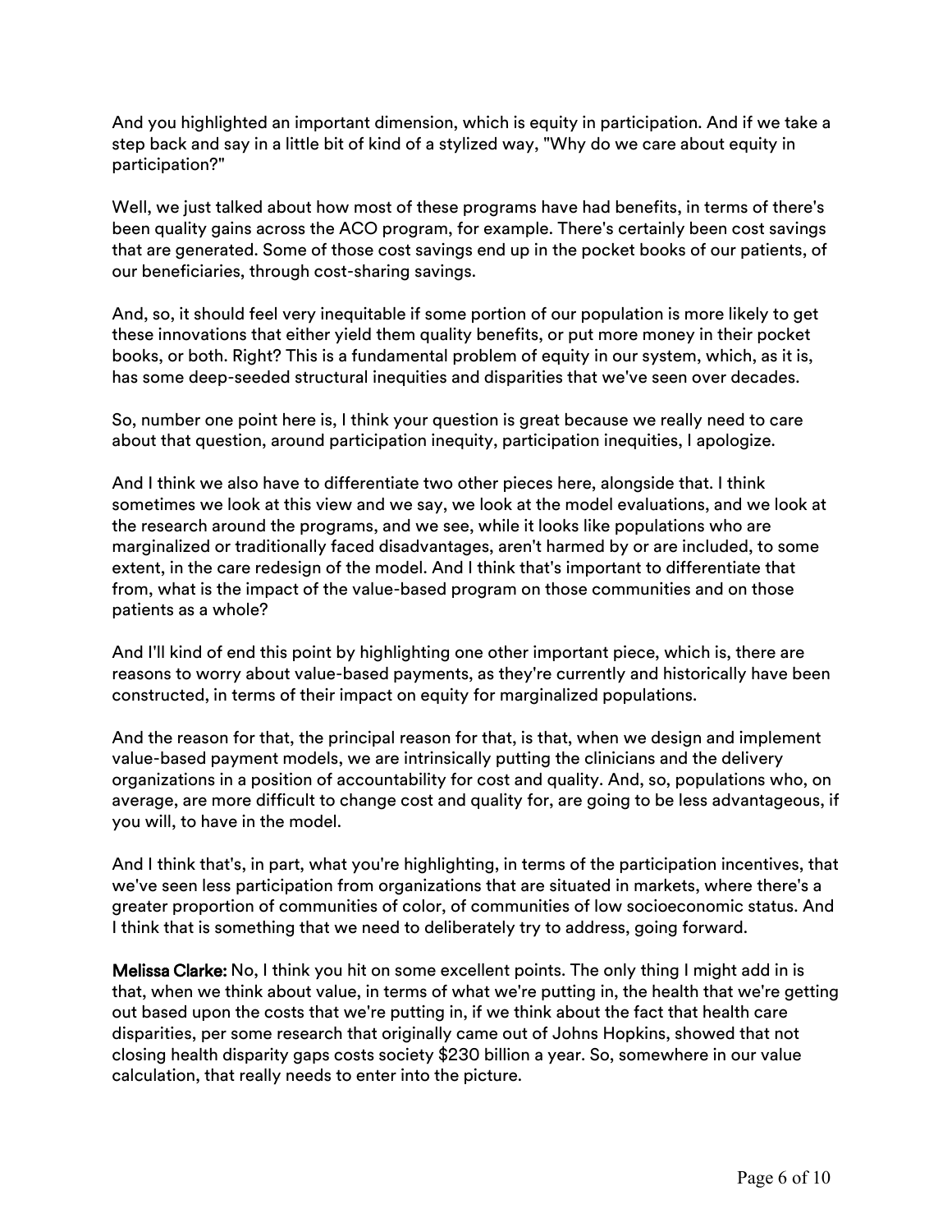And you highlighted an important dimension, which is equity in participation. And if we take a step back and say in a little bit of kind of a stylized way, "Why do we care about equity in participation?"

Well, we just talked about how most of these programs have had benefits, in terms of there's been quality gains across the ACO program, for example. There's certainly been cost savings that are generated. Some of those cost savings end up in the pocket books of our patients, of our beneficiaries, through cost-sharing savings.

And, so, it should feel very inequitable if some portion of our population is more likely to get these innovations that either yield them quality benefits, or put more money in their pocket books, or both. Right? This is a fundamental problem of equity in our system, which, as it is, has some deep-seeded structural inequities and disparities that we've seen over decades.

So, number one point here is, I think your question is great because we really need to care about that question, around participation inequity, participation inequities, I apologize.

And I think we also have to differentiate two other pieces here, alongside that. I think sometimes we look at this view and we say, we look at the model evaluations, and we look at the research around the programs, and we see, while it looks like populations who are marginalized or traditionally faced disadvantages, aren't harmed by or are included, to some extent, in the care redesign of the model. And I think that's important to differentiate that from, what is the impact of the value-based program on those communities and on those patients as a whole?

And I'll kind of end this point by highlighting one other important piece, which is, there are reasons to worry about value-based payments, as they're currently and historically have been constructed, in terms of their impact on equity for marginalized populations.

And the reason for that, the principal reason for that, is that, when we design and implement value-based payment models, we are intrinsically putting the clinicians and the delivery organizations in a position of accountability for cost and quality. And, so, populations who, on average, are more difficult to change cost and quality for, are going to be less advantageous, if you will, to have in the model.

And I think that's, in part, what you're highlighting, in terms of the participation incentives, that we've seen less participation from organizations that are situated in markets, where there's a greater proportion of communities of color, of communities of low socioeconomic status. And I think that is something that we need to deliberately try to address, going forward.

**Melissa Clarke:** No, I think you hit on some excellent points. The only thing I might add in is that, when we think about value, in terms of what we're putting in, the health that we're getting out based upon the costs that we're putting in, if we think about the fact that health care disparities, per some research that originally came out of Johns Hopkins, showed that not closing health disparity gaps costs society $230 billion a year. So, somewhere in our value calculation, that really needs to enter into the picture.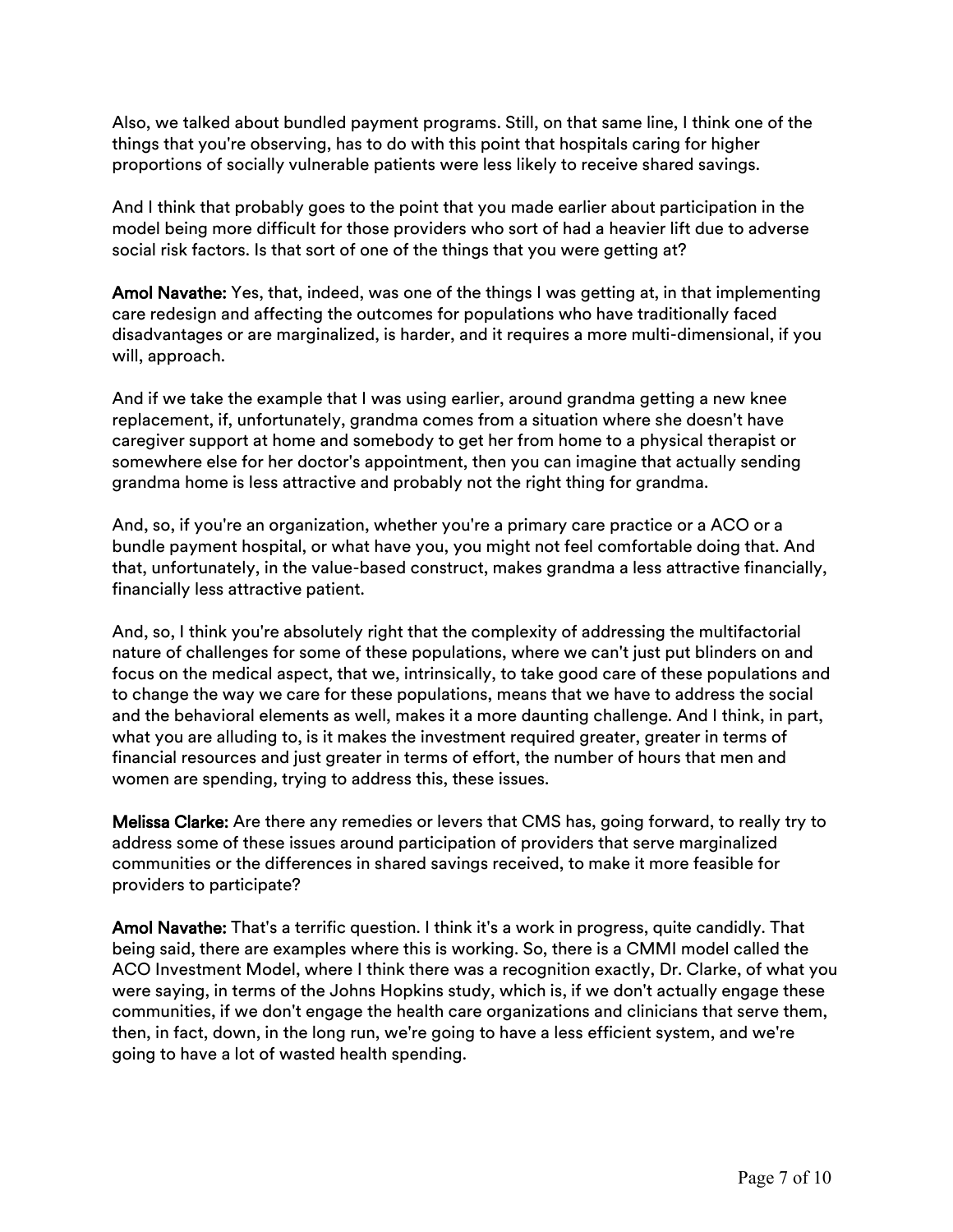Also, we talked about bundled payment programs. Still, on that same line, I think one of the things that you're observing, has to do with this point that hospitals caring for higher proportions of socially vulnerable patients were less likely to receive shared savings.

And I think that probably goes to the point that you made earlier about participation in the model being more difficult for those providers who sort of had a heavier lift due to adverse social risk factors. Is that sort of one of the things that you were getting at?

**Amol Navathe:** Yes, that, indeed, was one of the things I was getting at, in that implementing care redesign and affecting the outcomes for populations who have traditionally faced disadvantages or are marginalized, is harder, and it requires a more multi-dimensional, if you will, approach.

And if we take the example that I was using earlier, around grandma getting a new knee replacement, if, unfortunately, grandma comes from a situation where she doesn't have caregiver support at home and somebody to get her from home to a physical therapist or somewhere else for her doctor's appointment, then you can imagine that actually sending grandma home is less attractive and probably not the right thing for grandma.

And, so, if you're an organization, whether you're a primary care practice or a ACO or a bundle payment hospital, or what have you, you might not feel comfortable doing that. And that, unfortunately, in the value-based construct, makes grandma a less attractive financially, financially less attractive patient.

And, so, I think you're absolutely right that the complexity of addressing the multifactorial nature of challenges for some of these populations, where we can't just put blinders on and focus on the medical aspect, that we, intrinsically, to take good care of these populations and to change the way we care for these populations, means that we have to address the social and the behavioral elements as well, makes it a more daunting challenge. And I think, in part, what you are alluding to, is it makes the investment required greater, greater in terms of financial resources and just greater in terms of effort, the number of hours that men and women are spending, trying to address this, these issues.

**Melissa Clarke:** Are there any remedies or levers that CMS has, going forward, to really try to address some of these issues around participation of providers that serve marginalized communities or the differences in shared savings received, to make it more feasible for providers to participate?

**Amol Navathe:** That's a terrific question. I think it's a work in progress, quite candidly. That being said, there are examples where this is working. So, there is a CMMI model called the ACO Investment Model, where I think there was a recognition exactly, Dr. Clarke, of what you were saying, in terms of the Johns Hopkins study, which is, if we don't actually engage these communities, if we don't engage the health care organizations and clinicians that serve them, then, in fact, down, in the long run, we're going to have a less efficient system, and we're going to have a lot of wasted health spending.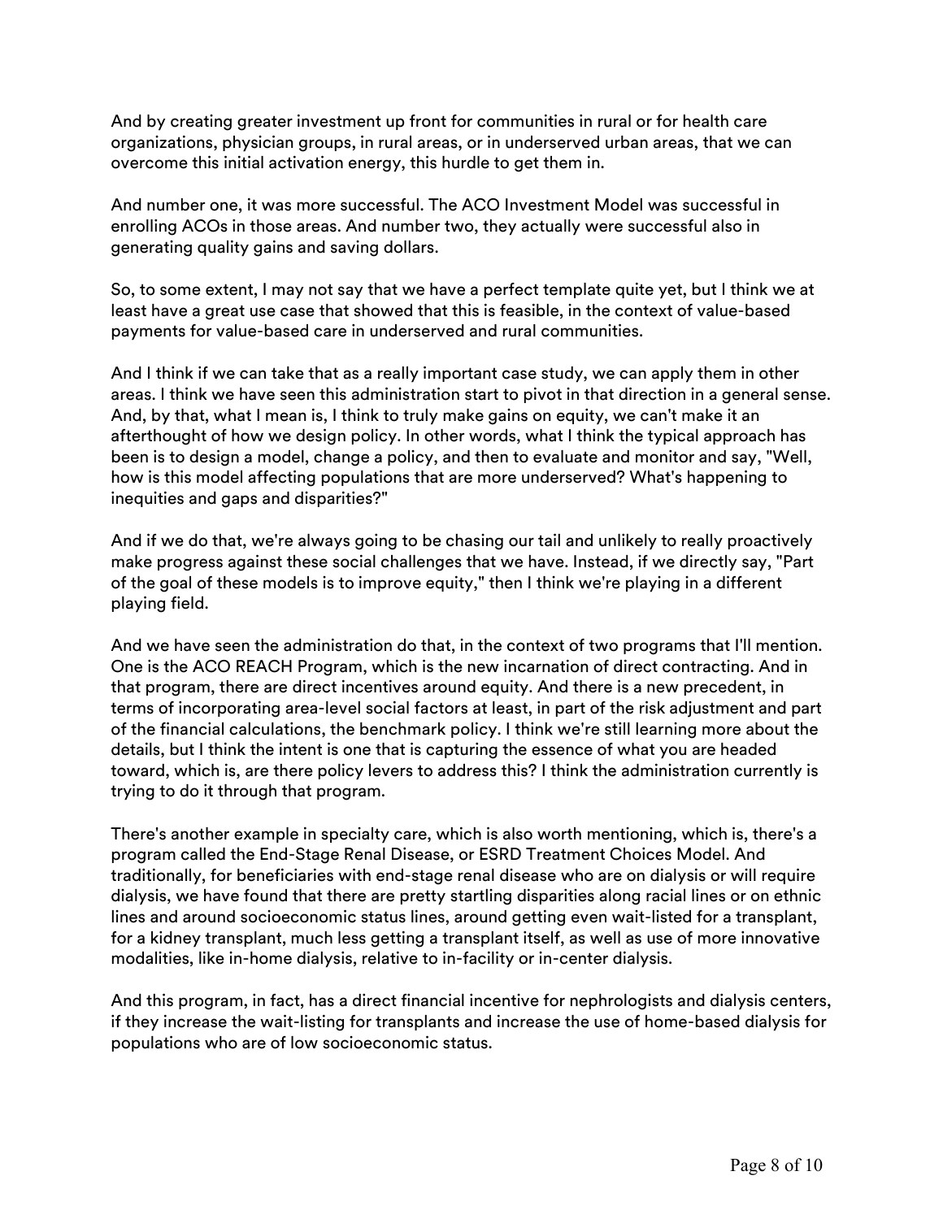And by creating greater investment up front for communities in rural or for health care organizations, physician groups, in rural areas, or in underserved urban areas, that we can overcome this initial activation energy, this hurdle to get them in.

And number one, it was more successful. The ACO Investment Model was successful in enrolling ACOs in those areas. And number two, they actually were successful also in generating quality gains and saving dollars.

So, to some extent, I may not say that we have a perfect template quite yet, but I think we at least have a great use case that showed that this is feasible, in the context of value-based payments for value-based care in underserved and rural communities.

And I think if we can take that as a really important case study, we can apply them in other areas. I think we have seen this administration start to pivot in that direction in a general sense. And, by that, what I mean is, I think to truly make gains on equity, we can't make it an afterthought of how we design policy. In other words, what I think the typical approach has been is to design a model, change a policy, and then to evaluate and monitor and say, "Well, how is this model affecting populations that are more underserved? What's happening to inequities and gaps and disparities?"

And if we do that, we're always going to be chasing our tail and unlikely to really proactively make progress against these social challenges that we have. Instead, if we directly say, "Part of the goal of these models is to improve equity," then I think we're playing in a different playing field.

And we have seen the administration do that, in the context of two programs that I'll mention. One is the ACO REACH Program, which is the new incarnation of direct contracting. And in that program, there are direct incentives around equity. And there is a new precedent, in terms of incorporating area-level social factors at least, in part of the risk adjustment and part of the financial calculations, the benchmark policy. I think we're still learning more about the details, but I think the intent is one that is capturing the essence of what you are headed toward, which is, are there policy levers to address this? I think the administration currently is trying to do it through that program.

There's another example in specialty care, which is also worth mentioning, which is, there's a program called the End-Stage Renal Disease, or ESRD Treatment Choices Model. And traditionally, for beneficiaries with end-stage renal disease who are on dialysis or will require dialysis, we have found that there are pretty startling disparities along racial lines or on ethnic lines and around socioeconomic status lines, around getting even wait-listed for a transplant, for a kidney transplant, much less getting a transplant itself, as well as use of more innovative modalities, like in-home dialysis, relative to in-facility or in-center dialysis.

And this program, in fact, has a direct financial incentive for nephrologists and dialysis centers, if they increase the wait-listing for transplants and increase the use of home-based dialysis for populations who are of low socioeconomic status.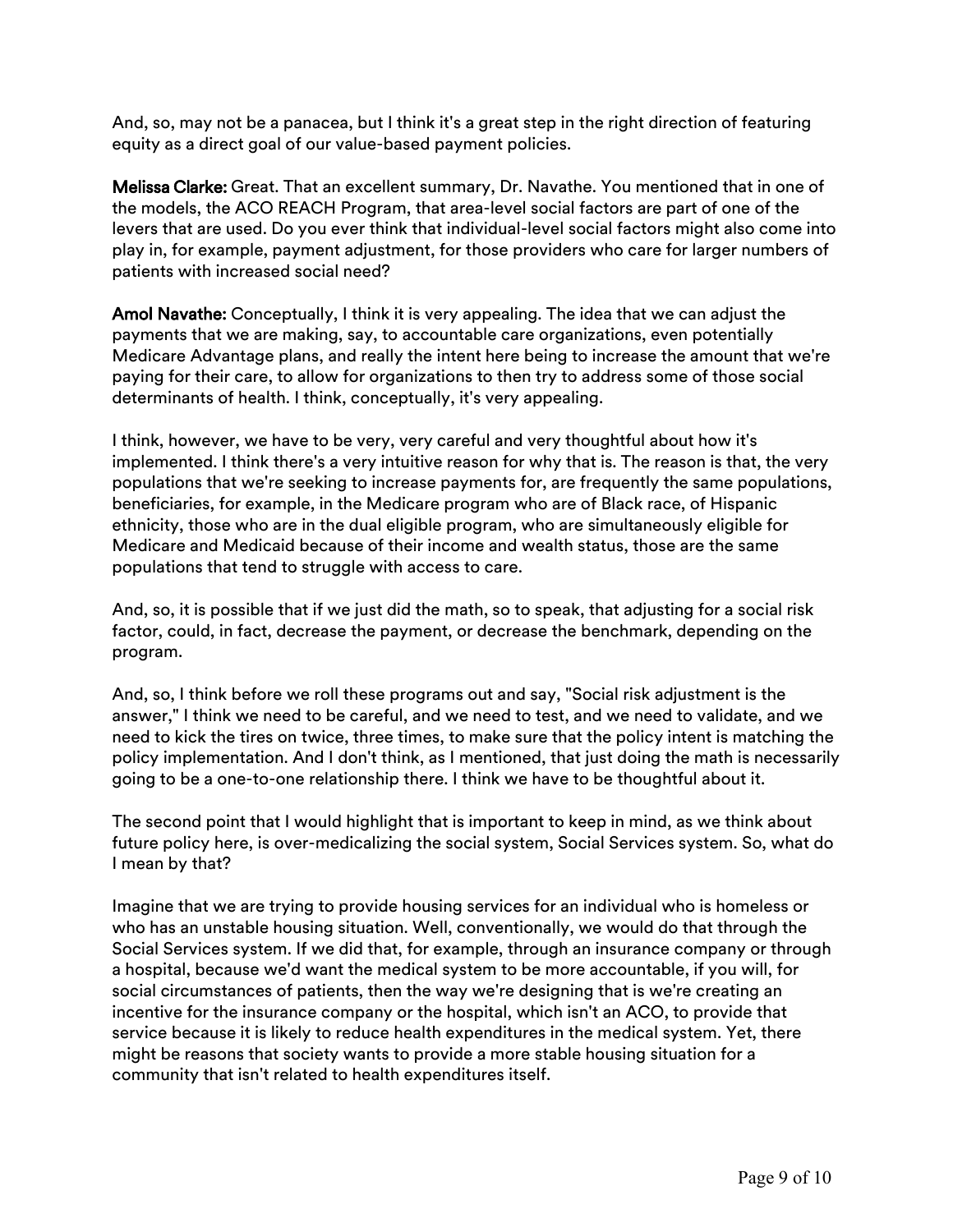And, so, may not be a panacea, but I think it's a great step in the right direction of featuring equity as a direct goal of our value-based payment policies.

**Melissa Clarke:** Great. That an excellent summary, Dr. Navathe. You mentioned that in one of the models, the ACO REACH Program, that area-level social factors are part of one of the levers that are used. Do you ever think that individual-level social factors might also come into play in, for example, payment adjustment, for those providers who care for larger numbers of patients with increased social need?

**Amol Navathe:** Conceptually, I think it is very appealing. The idea that we can adjust the payments that we are making, say, to accountable care organizations, even potentially Medicare Advantage plans, and really the intent here being to increase the amount that we're paying for their care, to allow for organizations to then try to address some of those social determinants of health. I think, conceptually, it's very appealing.

I think, however, we have to be very, very careful and very thoughtful about how it's implemented. I think there's a very intuitive reason for why that is. The reason is that, the very populations that we're seeking to increase payments for, are frequently the same populations, beneficiaries, for example, in the Medicare program who are of Black race, of Hispanic ethnicity, those who are in the dual eligible program, who are simultaneously eligible for Medicare and Medicaid because of their income and wealth status, those are the same populations that tend to struggle with access to care.

And, so, it is possible that if we just did the math, so to speak, that adjusting for a social risk factor, could, in fact, decrease the payment, or decrease the benchmark, depending on the program.

And, so, I think before we roll these programs out and say, "Social risk adjustment is the answer," I think we need to be careful, and we need to test, and we need to validate, and we need to kick the tires on twice, three times, to make sure that the policy intent is matching the policy implementation. And I don't think, as I mentioned, that just doing the math is necessarily going to be a one-to-one relationship there. I think we have to be thoughtful about it.

The second point that I would highlight that is important to keep in mind, as we think about future policy here, is over-medicalizing the social system, Social Services system. So, what do I mean by that?

Imagine that we are trying to provide housing services for an individual who is homeless or who has an unstable housing situation. Well, conventionally, we would do that through the Social Services system. If we did that, for example, through an insurance company or through a hospital, because we'd want the medical system to be more accountable, if you will, for social circumstances of patients, then the way we're designing that is we're creating an incentive for the insurance company or the hospital, which isn't an ACO, to provide that service because it is likely to reduce health expenditures in the medical system. Yet, there might be reasons that society wants to provide a more stable housing situation for a community that isn't related to health expenditures itself.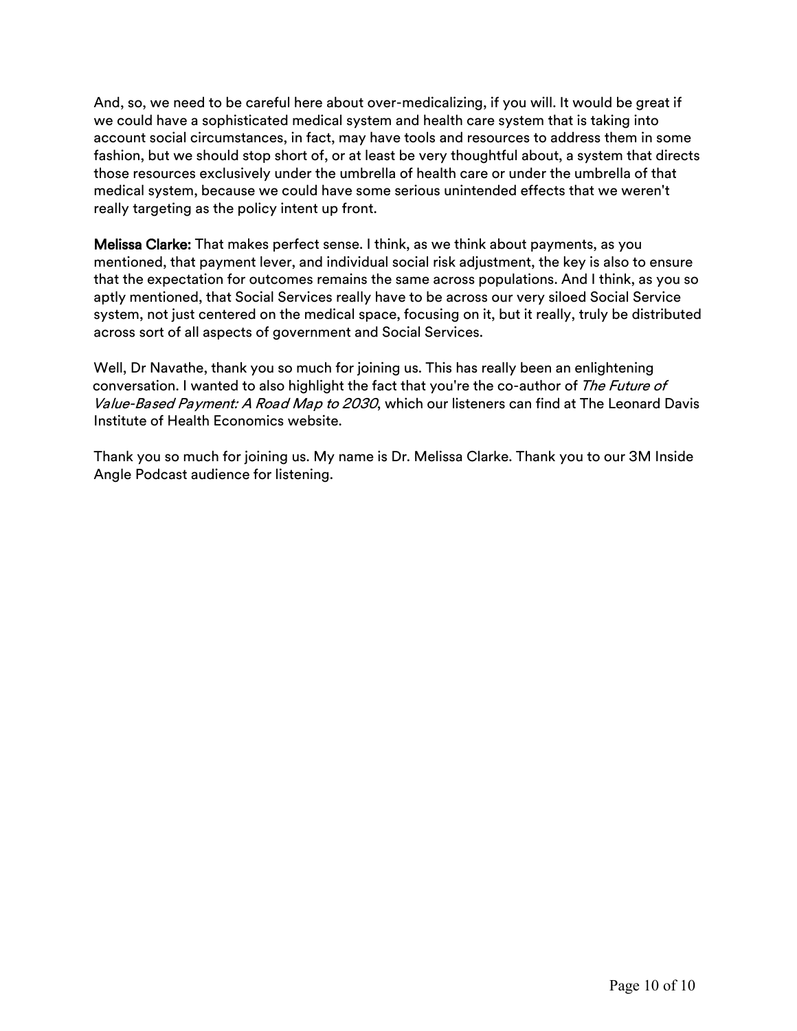And, so, we need to be careful here about over-medicalizing, if you will. It would be great if we could have a sophisticated medical system and health care system that is taking into account social circumstances, in fact, may have tools and resources to address them in some fashion, but we should stop short of, or at least be very thoughtful about, a system that directs those resources exclusively under the umbrella of health care or under the umbrella of that medical system, because we could have some serious unintended effects that we weren't really targeting as the policy intent up front.

**Melissa Clarke:** That makes perfect sense. I think, as we think about payments, as you mentioned, that payment lever, and individual social risk adjustment, the key is also to ensure that the expectation for outcomes remains the same across populations. And I think, as you so aptly mentioned, that Social Services really have to be across our very siloed Social Service system, not just centered on the medical space, focusing on it, but it really, truly be distributed across sort of all aspects of government and Social Services.

Well, Dr Navathe, thank you so much for joining us. This has really been an enlightening conversation. I wanted to also highlight the fact that you're the co-author of *The Future of Value-Based Payment: A Road Map to 2030*, which our listeners can find at The Leonard Davis Institute of Health Economics website.

Thank you so much for joining us. My name is Dr. Melissa Clarke. Thank you to our 3M Inside Angle Podcast audience for listening.